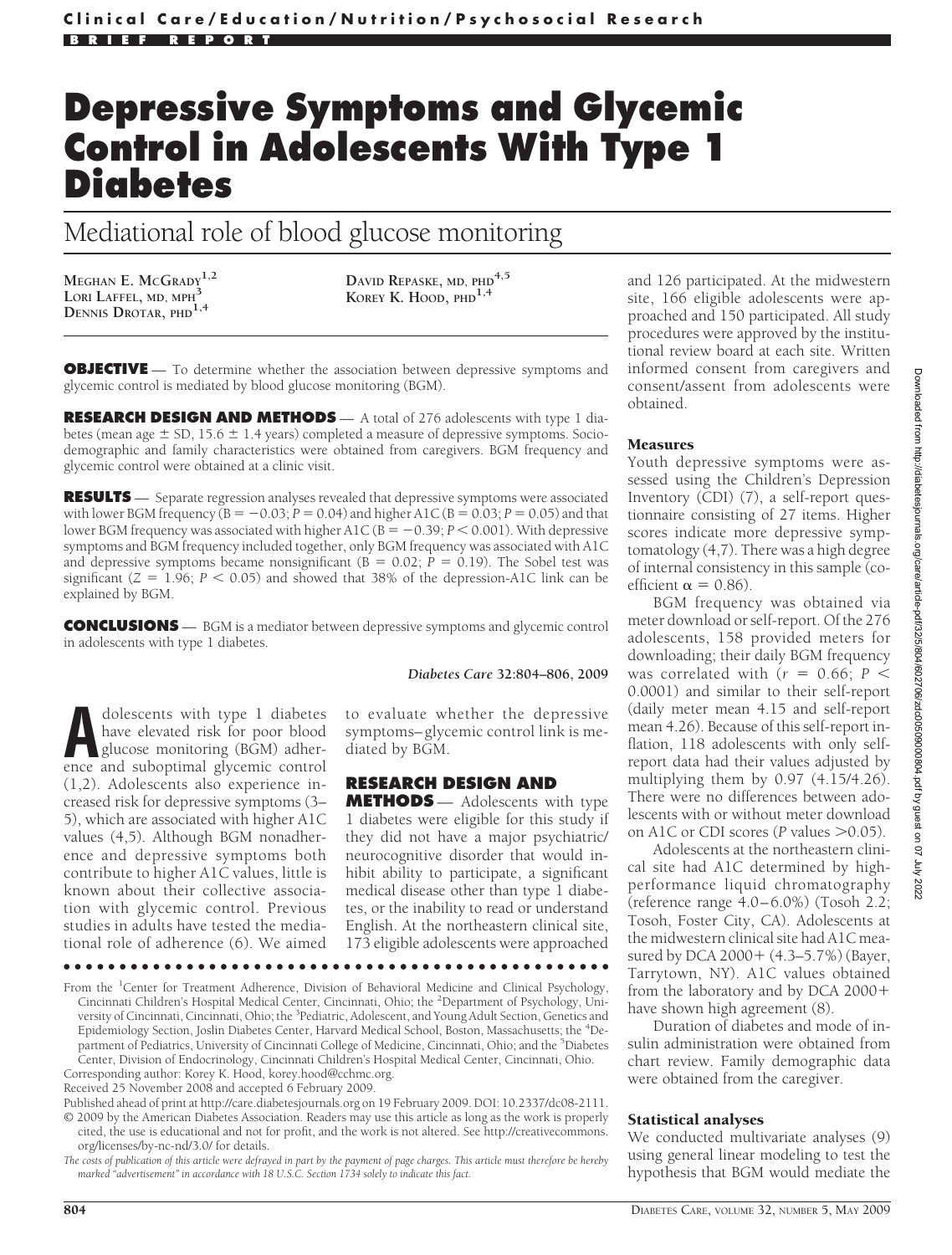# Depressive Symptoms and Glycemic Control in Adolescents With Type 1 Diabetes

## Mediational role of blood glucose monitoring

MEGHAN E. MCGRADY[1,2]
LORI LAFFEL, MD, MPH[3]
DENNIS DROTAR, PHD[1,4]
DAVID REPASKE, MD, PHD[4,5]
KOREY K. HOOD, PHD[1,4]

**OBJECTIVE** — To determine whether the association between depressive symptoms and glycemic control is mediated by blood glucose monitoring (BGM).

**RESEARCH DESIGN AND METHODS** — A total of 276 adolescents with type 1 diabetes (mean age ± SD, 15.6 ± 1.4 years) completed a measure of depressive symptoms. Sociodemographic and family characteristics were obtained from caregivers. BGM frequency and glycemic control were obtained at a clinic visit.

**RESULTS** — Separate regression analyses revealed that depressive symptoms were associated with lower BGM frequency ($B = -0.03$; $P = 0.04$) and higher A1C ($B = 0.03$; $P = 0.05$) and that lower BGM frequency was associated with higher A1C ($B = -0.39$; $P < 0.001$). With depressive symptoms and BGM frequency included together, only BGM frequency was associated with A1C and depressive symptoms became nonsignificant ($B = 0.02$; $P = 0.19$). The Sobel test was significant ($Z = 1.96$; $P < 0.05$) and showed that 38% of the depression-A1C link can be explained by BGM.

**CONCLUSIONS** — BGM is a mediator between depressive symptoms and glycemic control in adolescents with type 1 diabetes.

*Diabetes Care* **32:**804–806, 2009

Adolescents with type 1 diabetes have elevated risk for poor blood glucose monitoring (BGM) adherence and suboptimal glycemic control (1,2). Adolescents also experience increased risk for depressive symptoms (3–5), which are associated with higher A1C values (4,5). Although BGM nonadherence and depressive symptoms both contribute to higher A1C values, little is known about their collective association with glycemic control. Previous studies in adults have tested the mediational role of adherence (6). We aimed to evaluate whether the depressive symptoms–glycemic control link is mediated by BGM.

## RESEARCH DESIGN AND METHODS

— Adolescents with type 1 diabetes were eligible for this study if they did not have a major psychiatric/neurocognitive disorder that would inhibit ability to participate, a significant medical disease other than type 1 diabetes, or the inability to read or understand English. At the northeastern clinical site, 173 eligible adolescents were approached and 126 participated. At the midwestern site, 166 eligible adolescents were approached and 150 participated. All study procedures were approved by the institutional review board at each site. Written informed consent from caregivers and consent/assent from adolescents were obtained.

### Measures

Youth depressive symptoms were assessed using the Children's Depression Inventory (CDI) (7), a self-report questionnaire consisting of 27 items. Higher scores indicate more depressive symptomatology (4,7). There was a high degree of internal consistency in this sample (coefficient $\alpha = 0.86$).

BGM frequency was obtained via meter download or self-report. Of the 276 adolescents, 158 provided meters for downloading; their daily BGM frequency was correlated with ($r = 0.66$; $P < 0.0001$) and similar to their self-report (daily meter mean 4.15 and self-report mean 4.26). Because of this self-report inflation, 118 adolescents with only self-report data had their values adjusted by multiplying them by 0.97 (4.15/4.26). There were no differences between adolescents with or without meter download on A1C or CDI scores ($P$ values >0.05).

Adolescents at the northeastern clinical site had A1C determined by high-performance liquid chromatography (reference range 4.0–6.0%) (Tosoh 2.2; Tosoh, Foster City, CA). Adolescents at the midwestern clinical site had A1C measured by DCA 2000+ (4.3–5.7%) (Bayer, Tarrytown, NY). A1C values obtained from the laboratory and by DCA 2000+ have shown high agreement (8).

Duration of diabetes and mode of insulin administration were obtained from chart review. Family demographic data were obtained from the caregiver.

### Statistical analyses

We conducted multivariate analyses (9) using general linear modeling to test the hypothesis that BGM would mediate the

---

From the [1]Center for Treatment Adherence, Division of Behavioral Medicine and Clinical Psychology, Cincinnati Children's Hospital Medical Center, Cincinnati, Ohio; the [2]Department of Psychology, University of Cincinnati, Cincinnati, Ohio; the [3]Pediatric, Adolescent, and Young Adult Section, Genetics and Epidemiology Section, Joslin Diabetes Center, Harvard Medical School, Boston, Massachusetts; the [4]Department of Pediatrics, University of Cincinnati College of Medicine, Cincinnati, Ohio; and the [5]Diabetes Center, Division of Endocrinology, Cincinnati Children's Hospital Medical Center, Cincinnati, Ohio.

Corresponding author: Korey K. Hood, korey.hood@cchmc.org.

Received 25 November 2008 and accepted 6 February 2009.

Published ahead of print at http://care.diabetesjournals.org on 19 February 2009. DOI: 10.2337/dc08-2111.

© 2009 by the American Diabetes Association. Readers may use this article as long as the work is properly cited, the use is educational and not for profit, and the work is not altered. See http://creativecommons.org/licenses/by-nc-nd/3.0/ for details.

*The costs of publication of this article were defrayed in part by the payment of page charges. This article must therefore be hereby marked "advertisement" in accordance with 18 U.S.C. Section 1734 solely to indicate this fact.*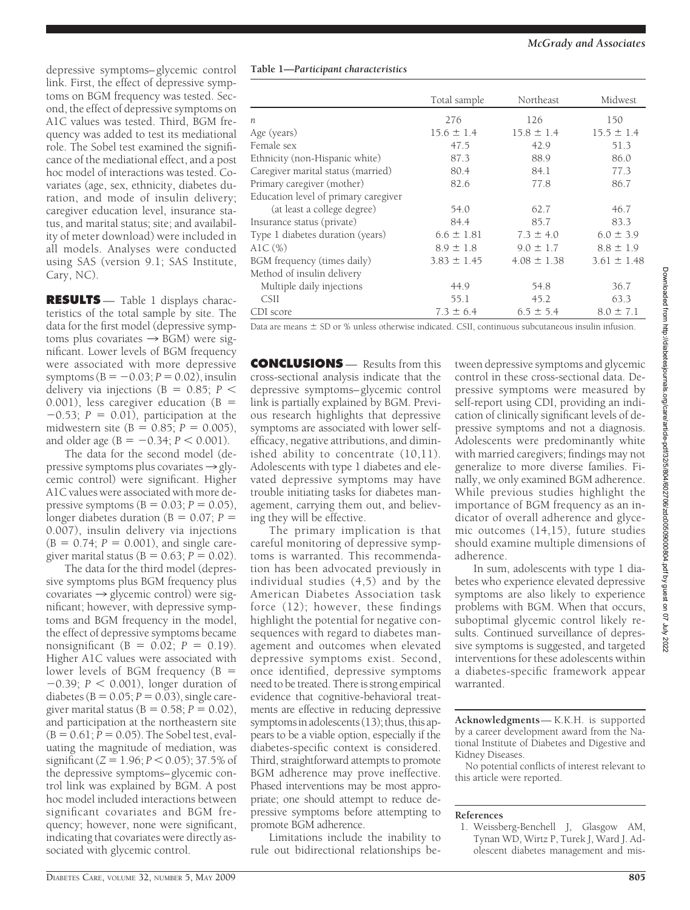depressive symptoms–glycemic control link. First, the effect of depressive symptoms on BGM frequency was tested. Second, the effect of depressive symptoms on A1C values was tested. Third, BGM frequency was added to test its mediational role. The Sobel test examined the significance of the mediational effect, and a post hoc model of interactions was tested. Covariates (age, sex, ethnicity, diabetes duration, and mode of insulin delivery; caregiver education level, insurance status, and marital status; site; and availability of meter download) were included in all models. Analyses were conducted using SAS (version 9.1; SAS Institute, Cary, NC).

## RESULTS

Table 1 displays characteristics of the total sample by site. The data for the first model (depressive symptoms plus covariates → BGM) were significant. Lower levels of BGM frequency were associated with more depressive symptoms ($B = -0.03$; $P = 0.02$), insulin delivery via injections ($B = 0.85$; $P < 0.001$), less caregiver education ($B = -0.53$; $P = 0.01$), participation at the midwestern site ($B = 0.85$; $P = 0.005$), and older age ($B = -0.34$; $P < 0.001$).

The data for the second model (depressive symptoms plus covariates → glycemic control) were significant. Higher A1C values were associated with more depressive symptoms ($B = 0.03$; $P = 0.05$), longer diabetes duration ($B = 0.07$; $P = 0.007$), insulin delivery via injections ($B = 0.74$; $P = 0.001$), and single caregiver marital status ($B = 0.63$; $P = 0.02$).

The data for the third model (depressive symptoms plus BGM frequency plus covariates → glycemic control) were significant; however, with depressive symptoms and BGM frequency in the model, the effect of depressive symptoms became nonsignificant ($B = 0.02$; $P = 0.19$). Higher A1C values were associated with lower levels of BGM frequency ($B = -0.39$; $P < 0.001$), longer duration of diabetes ($B = 0.05$; $P = 0.03$), single caregiver marital status ($B = 0.58$; $P = 0.02$), and participation at the northeastern site ($B = 0.61$; $P = 0.05$). The Sobel test, evaluating the magnitude of mediation, was significant ($Z = 1.96$; $P < 0.05$); 37.5% of the depressive symptoms–glycemic control link was explained by BGM. A post hoc model included interactions between significant covariates and BGM frequency; however, none were significant, indicating that covariates were directly associated with glycemic control.

**Table 1—Participant characteristics**

| | Total sample | Northeast | Midwest |
|---|---|---|---|
| $n$ | 276 | 126 | 150 |
| Age (years) | 15.6 ± 1.4 | 15.8 ± 1.4 | 15.5 ± 1.4 |
| Female sex | 47.5 | 42.9 | 51.3 |
| Ethnicity (non-Hispanic white) | 87.3 | 88.9 | 86.0 |
| Caregiver marital status (married) | 80.4 | 84.1 | 77.3 |
| Primary caregiver (mother) | 82.6 | 77.8 | 86.7 |
| Education level of primary caregiver (at least a college degree) | 54.0 | 62.7 | 46.7 |
| Insurance status (private) | 84.4 | 85.7 | 83.3 |
| Type 1 diabetes duration (years) | 6.6 ± 1.81 | 7.3 ± 4.0 | 6.0 ± 3.9 |
| A1C (%) | 8.9 ± 1.8 | 9.0 ± 1.7 | 8.8 ± 1.9 |
| BGM frequency (times daily) | 3.83 ± 1.45 | 4.08 ± 1.38 | 3.61 ± 1.48 |
| Method of insulin delivery | | | |
| Multiple daily injections | 44.9 | 54.8 | 36.7 |
| CSII | 55.1 | 45.2 | 63.3 |
| CDI score | 7.3 ± 6.4 | 6.5 ± 5.4 | 8.0 ± 7.1 |

Data are means ± SD or % unless otherwise indicated. CSII, continuous subcutaneous insulin infusion.

## CONCLUSIONS

Results from this cross-sectional analysis indicate that the depressive symptoms–glycemic control link is partially explained by BGM. Previous research highlights that depressive symptoms are associated with lower self-efficacy, negative attributions, and diminished ability to concentrate (10,11). Adolescents with type 1 diabetes and elevated depressive symptoms may have trouble initiating tasks for diabetes management, carrying them out, and believing they will be effective.

The primary implication is that careful monitoring of depressive symptoms is warranted. This recommendation has been advocated previously in individual studies (4,5) and by the American Diabetes Association task force (12); however, these findings highlight the potential for negative consequences with regard to diabetes management and outcomes when elevated depressive symptoms exist. Second, once identified, depressive symptoms need to be treated. There is strong empirical evidence that cognitive-behavioral treatments are effective in reducing depressive symptoms in adolescents (13); thus, this appears to be a viable option, especially if the diabetes-specific context is considered. Third, straightforward attempts to promote BGM adherence may prove ineffective. Phased interventions may be most appropriate; one should attempt to reduce depressive symptoms before attempting to promote BGM adherence.

Limitations include the inability to rule out bidirectional relationships between depressive symptoms and glycemic control in these cross-sectional data. Depressive symptoms were measured by self-report using CDI, providing an indication of clinically significant levels of depressive symptoms and not a diagnosis. Adolescents were predominantly white with married caregivers; findings may not generalize to more diverse families. Finally, we only examined BGM adherence. While previous studies highlight the importance of BGM frequency as an indicator of overall adherence and glycemic outcomes (14,15), future studies should examine multiple dimensions of adherence.

In sum, adolescents with type 1 diabetes who experience elevated depressive symptoms are also likely to experience problems with BGM. When that occurs, suboptimal glycemic control likely results. Continued surveillance of depressive symptoms is suggested, and targeted interventions for these adolescents within a diabetes-specific framework appear warranted.

**Acknowledgments**— K.K.H. is supported by a career development award from the National Institute of Diabetes and Digestive and Kidney Diseases.

No potential conflicts of interest relevant to this article were reported.

## References

1. Weissberg-Benchell J, Glasgow AM, Tynan WD, Wirtz P, Turek J, Ward J. Adolescent diabetes management and mis-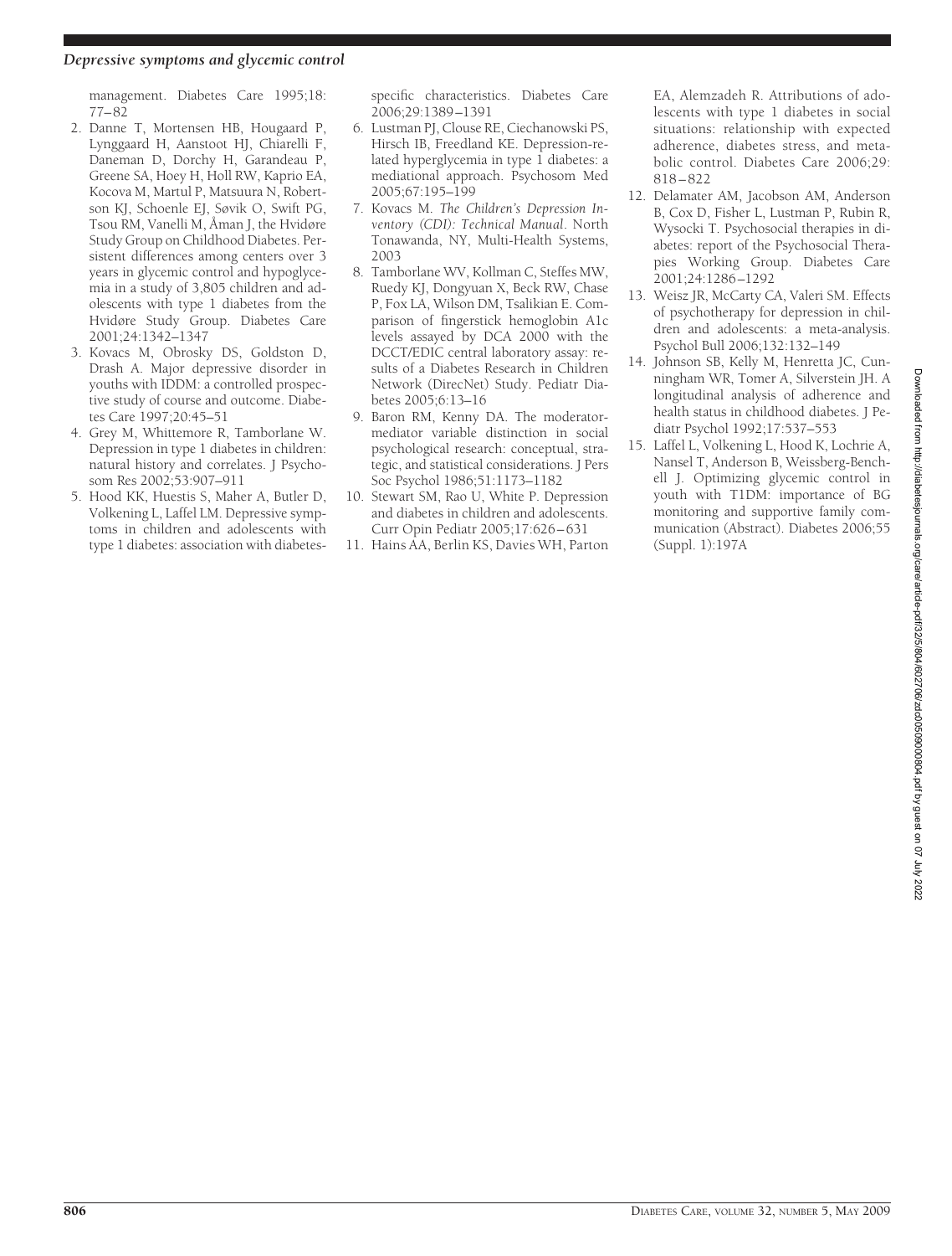management. Diabetes Care 1995;18: 77–82

2. Danne T, Mortensen HB, Hougaard P, Lynggaard H, Aanstoot HJ, Chiarelli F, Daneman D, Dorchy H, Garandeau P, Greene SA, Hoey H, Holl RW, Kaprio EA, Kocova M, Martul P, Matsuura N, Robertson KJ, Schoenle EJ, Søvik O, Swift PG, Tsou RM, Vanelli M, Åman J, the Hvidøre Study Group on Childhood Diabetes. Persistent differences among centers over 3 years in glycemic control and hypoglycemia in a study of 3,805 children and adolescents with type 1 diabetes from the Hvidøre Study Group. Diabetes Care 2001;24:1342–1347
3. Kovacs M, Obrosky DS, Goldston D, Drash A. Major depressive disorder in youths with IDDM: a controlled prospective study of course and outcome. Diabetes Care 1997;20:45–51
4. Grey M, Whittemore R, Tamborlane W. Depression in type 1 diabetes in children: natural history and correlates. J Psychosom Res 2002;53:907–911
5. Hood KK, Huestis S, Maher A, Butler D, Volkening L, Laffel LM. Depressive symptoms in children and adolescents with type 1 diabetes: association with diabetes-specific characteristics. Diabetes Care 2006;29:1389–1391
6. Lustman PJ, Clouse RE, Ciechanowski PS, Hirsch IB, Freedland KE. Depression-related hyperglycemia in type 1 diabetes: a mediational approach. Psychosom Med 2005;67:195–199
7. Kovacs M. *The Children's Depression Inventory (CDI): Technical Manual*. North Tonawanda, NY, Multi-Health Systems, 2003
8. Tamborlane WV, Kollman C, Steffes MW, Ruedy KJ, Dongyuan X, Beck RW, Chase P, Fox LA, Wilson DM, Tsalikian E. Comparison of fingerstick hemoglobin A1c levels assayed by DCA 2000 with the DCCT/EDIC central laboratory assay: results of a Diabetes Research in Children Network (DirecNet) Study. Pediatr Diabetes 2005;6:13–16
9. Baron RM, Kenny DA. The moderator-mediator variable distinction in social psychological research: conceptual, strategic, and statistical considerations. J Pers Soc Psychol 1986;51:1173–1182
10. Stewart SM, Rao U, White P. Depression and diabetes in children and adolescents. Curr Opin Pediatr 2005;17:626–631
11. Hains AA, Berlin KS, Davies WH, Parton EA, Alemzadeh R. Attributions of adolescents with type 1 diabetes in social situations: relationship with expected adherence, diabetes stress, and metabolic control. Diabetes Care 2006;29: 818–822
12. Delamater AM, Jacobson AM, Anderson B, Cox D, Fisher L, Lustman P, Rubin R, Wysocki T. Psychosocial therapies in diabetes: report of the Psychosocial Therapies Working Group. Diabetes Care 2001;24:1286–1292
13. Weisz JR, McCarty CA, Valeri SM. Effects of psychotherapy for depression in children and adolescents: a meta-analysis. Psychol Bull 2006;132:132–149
14. Johnson SB, Kelly M, Henretta JC, Cunningham WR, Tomer A, Silverstein JH. A longitudinal analysis of adherence and health status in childhood diabetes. J Pediatr Psychol 1992;17:537–553
15. Laffel L, Volkening L, Hood K, Lochrie A, Nansel T, Anderson B, Weissberg-Benchell J. Optimizing glycemic control in youth with T1DM: importance of BG monitoring and supportive family communication (Abstract). Diabetes 2006;55 (Suppl. 1):197A